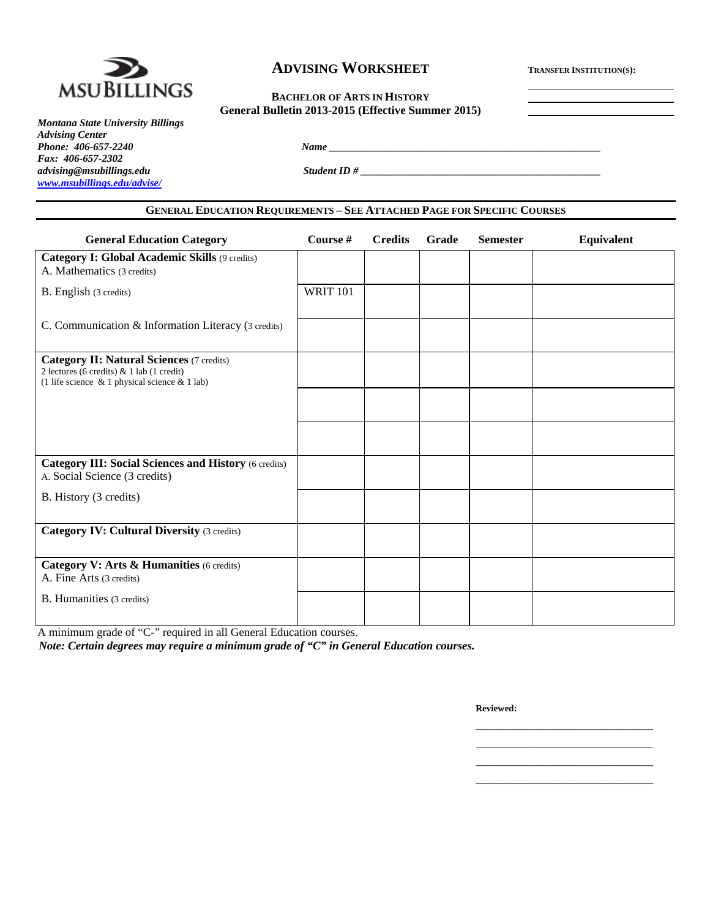# ADVISING WORKSHEET

**TRANSFER INSTITUTION(S):**

______________________

______________________

______________________

**BACHELOR OF ARTS IN HISTORY**
**General Bulletin 2013-2015 (Effective Summer 2015)**

***Montana State University Billings***
***Advising Center***
***Phone: 406-657-2240***
***Fax: 406-657-2302***
***advising@msubillings.edu***
***www.msubillings.edu/advise/***

***Name*** ______________________________________________

***Student ID #*** ________________________________________

## GENERAL EDUCATION REQUIREMENTS – SEE ATTACHED PAGE FOR SPECIFIC COURSES

| General Education Category | Course # | Credits | Grade | Semester | Equivalent |
|---|---|---|---|---|---|
| **Category I: Global Academic Skills** (9 credits)<br>A. Mathematics (3 credits) | | | | | |
| B. English (3 credits) | WRIT 101 | | | | |
| C. Communication & Information Literacy (3 credits) | | | | | |
| **Category II: Natural Sciences** (7 credits)<br>2 lectures (6 credits) & 1 lab (1 credit)<br>(1 life science & 1 physical science & 1 lab) | | | | | |
| | | | | | |
| | | | | | |
| **Category III: Social Sciences and History** (6 credits)<br>A. Social Science (3 credits) | | | | | |
| B. History (3 credits) | | | | | |
| **Category IV: Cultural Diversity** (3 credits) | | | | | |
| **Category V: Arts & Humanities** (6 credits)<br>A. Fine Arts (3 credits) | | | | | |
| B. Humanities (3 credits) | | | | | |

A minimum grade of "C-" required in all General Education courses.

***Note: Certain degrees may require a minimum grade of "C" in General Education courses.***

**Reviewed:**

______________________________

______________________________

______________________________

______________________________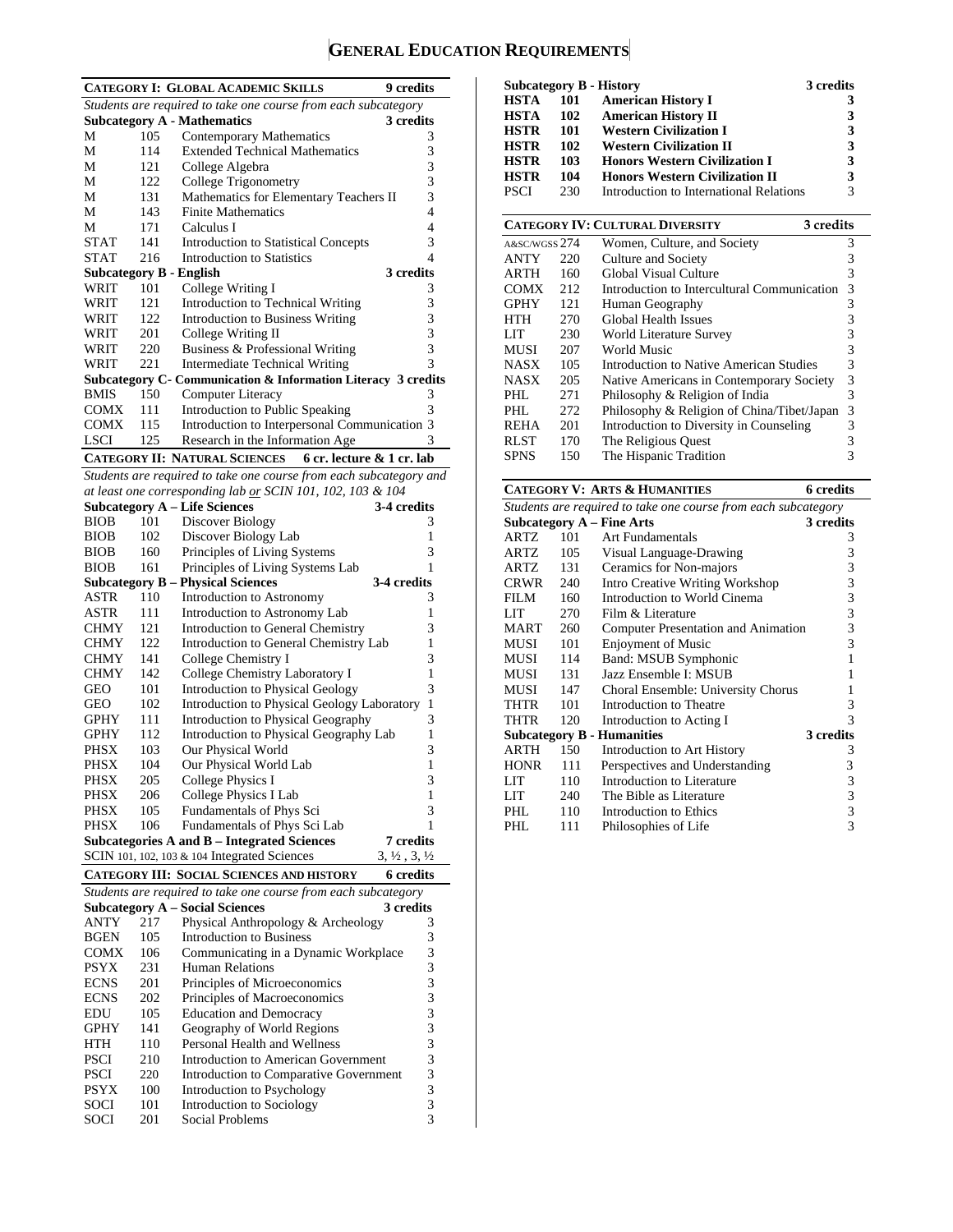# GENERAL EDUCATION REQUIREMENTS

## CATEGORY I: GLOBAL ACADEMIC SKILLS — 9 credits

*Students are required to take one course from each subcategory*

| Subcategory A - Mathematics | | | 3 credits |
|---|---|---|---|
| M | 105 | Contemporary Mathematics | 3 |
| M | 114 | Extended Technical Mathematics | 3 |
| M | 121 | College Algebra | 3 |
| M | 122 | College Trigonometry | 3 |
| M | 131 | Mathematics for Elementary Teachers II | 3 |
| M | 143 | Finite Mathematics | 4 |
| M | 171 | Calculus I | 4 |
| STAT | 141 | Introduction to Statistical Concepts | 3 |
| STAT | 216 | Introduction to Statistics | 4 |

| Subcategory B - English | | | 3 credits |
|---|---|---|---|
| WRIT | 101 | College Writing I | 3 |
| WRIT | 121 | Introduction to Technical Writing | 3 |
| WRIT | 122 | Introduction to Business Writing | 3 |
| WRIT | 201 | College Writing II | 3 |
| WRIT | 220 | Business & Professional Writing | 3 |
| WRIT | 221 | Intermediate Technical Writing | 3 |

| Subcategory C- Communication & Information Literacy | | | 3 credits |
|---|---|---|---|
| BMIS | 150 | Computer Literacy | 3 |
| COMX | 111 | Introduction to Public Speaking | 3 |
| COMX | 115 | Introduction to Interpersonal Communication | 3 |
| LSCI | 125 | Research in the Information Age | 3 |

## CATEGORY II: NATURAL SCIENCES — 6 cr. lecture & 1 cr. lab

*Students are required to take one course from each subcategory and at least one corresponding lab or SCIN 101, 102, 103 & 104*

| Subcategory A – Life Sciences | | | 3-4 credits |
|---|---|---|---|
| BIOB | 101 | Discover Biology | 3 |
| BIOB | 102 | Discover Biology Lab | 1 |
| BIOB | 160 | Principles of Living Systems | 3 |
| BIOB | 161 | Principles of Living Systems Lab | 1 |

| Subcategory B – Physical Sciences | | | 3-4 credits |
|---|---|---|---|
| ASTR | 110 | Introduction to Astronomy | 3 |
| ASTR | 111 | Introduction to Astronomy Lab | 1 |
| CHMY | 121 | Introduction to General Chemistry | 3 |
| CHMY | 122 | Introduction to General Chemistry Lab | 1 |
| CHMY | 141 | College Chemistry I | 3 |
| CHMY | 142 | College Chemistry Laboratory I | 1 |
| GEO | 101 | Introduction to Physical Geology | 3 |
| GEO | 102 | Introduction to Physical Geology Laboratory | 1 |
| GPHY | 111 | Introduction to Physical Geography | 3 |
| GPHY | 112 | Introduction to Physical Geography Lab | 1 |
| PHSX | 103 | Our Physical World | 3 |
| PHSX | 104 | Our Physical World Lab | 1 |
| PHSX | 205 | College Physics I | 3 |
| PHSX | 206 | College Physics I Lab | 1 |
| PHSX | 105 | Fundamentals of Phys Sci | 3 |
| PHSX | 106 | Fundamentals of Phys Sci Lab | 1 |

| Subcategories A and B – Integrated Sciences | 7 credits |
|---|---|
| SCIN 101, 102, 103 & 104 Integrated Sciences | 3, ½ , 3, ½ |

## CATEGORY III: SOCIAL SCIENCES AND HISTORY — 6 credits

*Students are required to take one course from each subcategory*

| Subcategory A – Social Sciences | | | 3 credits |
|---|---|---|---|
| ANTY | 217 | Physical Anthropology & Archeology | 3 |
| BGEN | 105 | Introduction to Business | 3 |
| COMX | 106 | Communicating in a Dynamic Workplace | 3 |
| PSYX | 231 | Human Relations | 3 |
| ECNS | 201 | Principles of Microeconomics | 3 |
| ECNS | 202 | Principles of Macroeconomics | 3 |
| EDU | 105 | Education and Democracy | 3 |
| GPHY | 141 | Geography of World Regions | 3 |
| HTH | 110 | Personal Health and Wellness | 3 |
| PSCI | 210 | Introduction to American Government | 3 |
| PSCI | 220 | Introduction to Comparative Government | 3 |
| PSYX | 100 | Introduction to Psychology | 3 |
| SOCI | 101 | Introduction to Sociology | 3 |
| SOCI | 201 | Social Problems | 3 |

| Subcategory B - History | | | 3 credits |
|---|---|---|---|
| **HSTA** | **101** | **American History I** | **3** |
| **HSTA** | **102** | **American History II** | **3** |
| **HSTR** | **101** | **Western Civilization I** | **3** |
| **HSTR** | **102** | **Western Civilization II** | **3** |
| **HSTR** | **103** | **Honors Western Civilization I** | **3** |
| **HSTR** | **104** | **Honors Western Civilization II** | **3** |
| PSCI | 230 | Introduction to International Relations | 3 |

## CATEGORY IV: CULTURAL DIVERSITY — 3 credits

| | | | |
|---|---|---|---|
| A&SC/WGSS | 274 | Women, Culture, and Society | 3 |
| ANTY | 220 | Culture and Society | 3 |
| ARTH | 160 | Global Visual Culture | 3 |
| COMX | 212 | Introduction to Intercultural Communication | 3 |
| GPHY | 121 | Human Geography | 3 |
| HTH | 270 | Global Health Issues | 3 |
| LIT | 230 | World Literature Survey | 3 |
| MUSI | 207 | World Music | 3 |
| NASX | 105 | Introduction to Native American Studies | 3 |
| NASX | 205 | Native Americans in Contemporary Society | 3 |
| PHL | 271 | Philosophy & Religion of India | 3 |
| PHL | 272 | Philosophy & Religion of China/Tibet/Japan | 3 |
| REHA | 201 | Introduction to Diversity in Counseling | 3 |
| RLST | 170 | The Religious Quest | 3 |
| SPNS | 150 | The Hispanic Tradition | 3 |

## CATEGORY V: ARTS & HUMANITIES — 6 credits

*Students are required to take one course from each subcategory*

| Subcategory A – Fine Arts | | | 3 credits |
|---|---|---|---|
| ARTZ | 101 | Art Fundamentals | 3 |
| ARTZ | 105 | Visual Language-Drawing | 3 |
| ARTZ | 131 | Ceramics for Non-majors | 3 |
| CRWR | 240 | Intro Creative Writing Workshop | 3 |
| FILM | 160 | Introduction to World Cinema | 3 |
| LIT | 270 | Film & Literature | 3 |
| MART | 260 | Computer Presentation and Animation | 3 |
| MUSI | 101 | Enjoyment of Music | 3 |
| MUSI | 114 | Band: MSUB Symphonic | 1 |
| MUSI | 131 | Jazz Ensemble I: MSUB | 1 |
| MUSI | 147 | Choral Ensemble: University Chorus | 1 |
| THTR | 101 | Introduction to Theatre | 3 |
| THTR | 120 | Introduction to Acting I | 3 |

| Subcategory B - Humanities | | | 3 credits |
|---|---|---|---|
| ARTH | 150 | Introduction to Art History | 3 |
| HONR | 111 | Perspectives and Understanding | 3 |
| LIT | 110 | Introduction to Literature | 3 |
| LIT | 240 | The Bible as Literature | 3 |
| PHL | 110 | Introduction to Ethics | 3 |
| PHL | 111 | Philosophies of Life | 3 |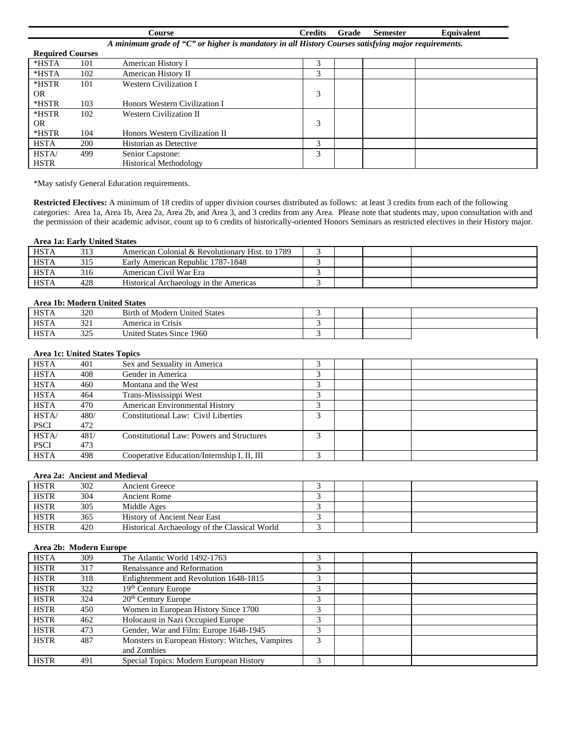| | | Course | Credits | Grade | Semester | Equivalent |
|---|---|---|---|---|---|---|

***A minimum grade of "C" or higher is mandatory in all History Courses satisfying major requirements.***

**Required Courses**

| | | Course | Credits | Grade | Semester | Equivalent |
|---|---|---|---|---|---|---|
| *HSTA | 101 | American History I | 3 | | | |
| *HSTA | 102 | American History II | 3 | | | |
| *HSTR OR *HSTR | 101 / 103 | Western Civilization I / Honors Western Civilization I | 3 | | | |
| *HSTR OR *HSTR | 102 / 104 | Western Civilization II / Honors Western Civilization II | 3 | | | |
| HSTA | 200 | Historian as Detective | 3 | | | |
| HSTA/ HSTR | 499 | Senior Capstone: Historical Methodology | 3 | | | |

*May satisfy General Education requirements.

**Restricted Electives:** A minimum of 18 credits of upper division courses distributed as follows: at least 3 credits from each of the following categories: Area 1a, Area 1b, Area 2a, Area 2b, and Area 3, and 3 credits from any Area. Please note that students may, upon consultation with and the permission of their academic advisor, count up to 6 credits of historically-oriented Honors Seminars as restricted electives in their History major.

**Area 1a: Early United States**

| | | Course | Credits | Grade | Semester | Equivalent |
|---|---|---|---|---|---|---|
| HSTA | 313 | American Colonial & Revolutionary Hist. to 1789 | 3 | | | |
| HSTA | 315 | Early American Republic 1787-1848 | 3 | | | |
| HSTA | 316 | American Civil War Era | 3 | | | |
| HSTA | 428 | Historical Archaeology in the Americas | 3 | | | |

**Area 1b: Modern United States**

| | | Course | Credits | Grade | Semester | Equivalent |
|---|---|---|---|---|---|---|
| HSTA | 320 | Birth of Modern United States | 3 | | | |
| HSTA | 321 | America in Crisis | 3 | | | |
| HSTA | 325 | United States Since 1960 | 3 | | | |

**Area 1c: United States Topics**

| | | Course | Credits | Grade | Semester | Equivalent |
|---|---|---|---|---|---|---|
| HSTA | 401 | Sex and Sexuality in America | 3 | | | |
| HSTA | 408 | Gender in America | 3 | | | |
| HSTA | 460 | Montana and the West | 3 | | | |
| HSTA | 464 | Trans-Mississippi West | 3 | | | |
| HSTA | 470 | American Environmental History | 3 | | | |
| HSTA/ PSCI | 480/ 472 | Constitutional Law: Civil Liberties | 3 | | | |
| HSTA/ PSCI | 481/ 473 | Constitutional Law: Powers and Structures | 3 | | | |
| HSTA | 498 | Cooperative Education/Internship I, II, III | 3 | | | |

**Area 2a: Ancient and Medieval**

| | | Course | Credits | Grade | Semester | Equivalent |
|---|---|---|---|---|---|---|
| HSTR | 302 | Ancient Greece | 3 | | | |
| HSTR | 304 | Ancient Rome | 3 | | | |
| HSTR | 305 | Middle Ages | 3 | | | |
| HSTR | 365 | History of Ancient Near East | 3 | | | |
| HSTR | 420 | Historical Archaeology of the Classical World | 3 | | | |

**Area 2b: Modern Europe**

| | | Course | Credits | Grade | Semester | Equivalent |
|---|---|---|---|---|---|---|
| HSTA | 309 | The Atlantic World 1492-1763 | 3 | | | |
| HSTR | 317 | Renaissance and Reformation | 3 | | | |
| HSTR | 318 | Enlightenment and Revolution 1648-1815 | 3 | | | |
| HSTR | 322 | 19th Century Europe | 3 | | | |
| HSTR | 324 | 20th Century Europe | 3 | | | |
| HSTR | 450 | Women in European History Since 1700 | 3 | | | |
| HSTR | 462 | Holocaust in Nazi Occupied Europe | 3 | | | |
| HSTR | 473 | Gender, War and Film: Europe 1648-1945 | 3 | | | |
| HSTR | 487 | Monsters in European History: Witches, Vampires and Zombies | 3 | | | |
| HSTR | 491 | Special Topics: Modern European History | 3 | | | |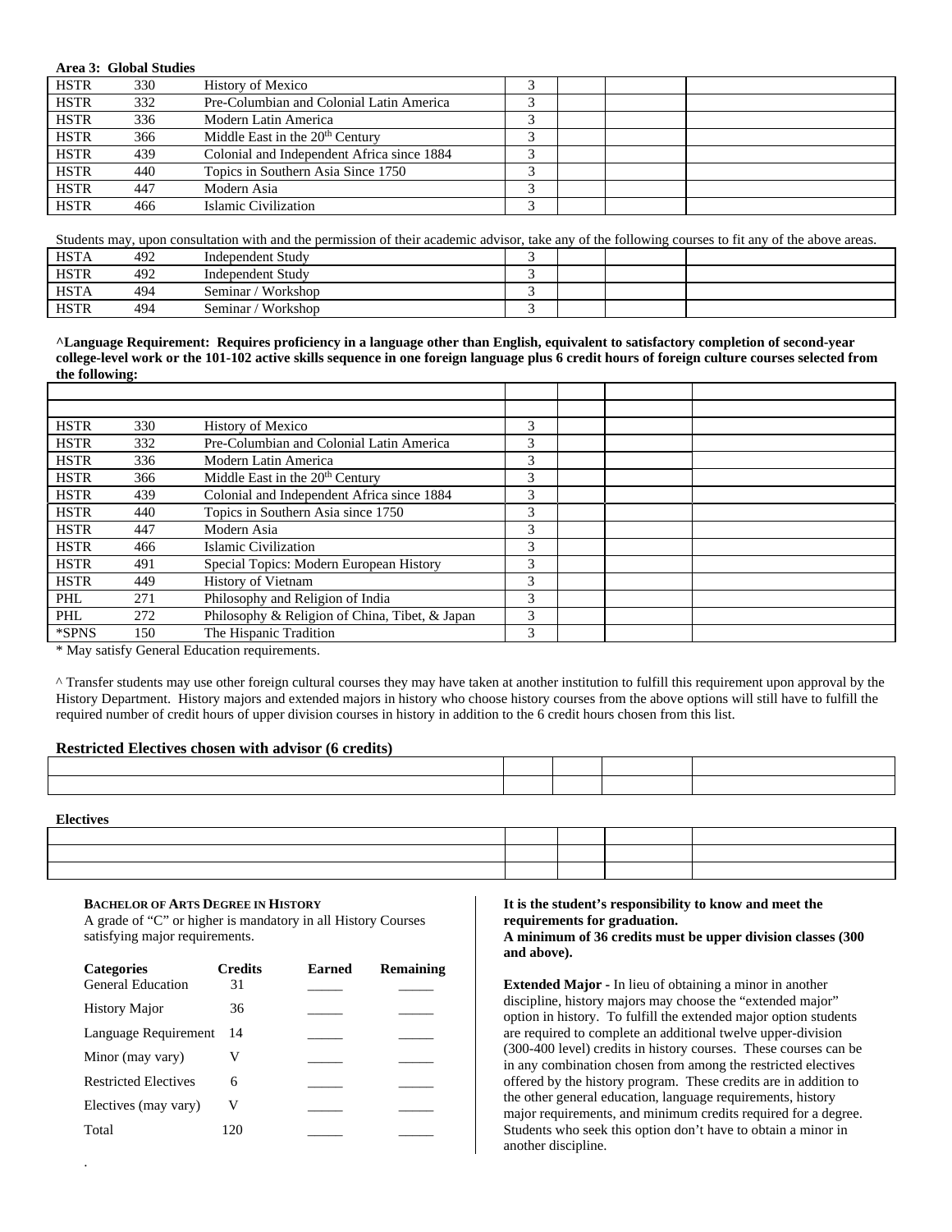**Area 3: Global Studies**

| | | | | | | |
|---|---|---|---|---|---|---|
| HSTR | 330 | History of Mexico | 3 | | | |
| HSTR | 332 | Pre-Columbian and Colonial Latin America | 3 | | | |
| HSTR | 336 | Modern Latin America | 3 | | | |
| HSTR | 366 | Middle East in the 20th Century | 3 | | | |
| HSTR | 439 | Colonial and Independent Africa since 1884 | 3 | | | |
| HSTR | 440 | Topics in Southern Asia Since 1750 | 3 | | | |
| HSTR | 447 | Modern Asia | 3 | | | |
| HSTR | 466 | Islamic Civilization | 3 | | | |

Students may, upon consultation with and the permission of their academic advisor, take any of the following courses to fit any of the above areas.

| | | | | | | |
|---|---|---|---|---|---|---|
| HSTA | 492 | Independent Study | 3 | | | |
| HSTR | 492 | Independent Study | 3 | | | |
| HSTA | 494 | Seminar / Workshop | 3 | | | |
| HSTR | 494 | Seminar / Workshop | 3 | | | |

**^Language Requirement: Requires proficiency in a language other than English, equivalent to satisfactory completion of second-year college-level work or the 101-102 active skills sequence in one foreign language plus 6 credit hours of foreign culture courses selected from the following:**

| | | | | | | |
|---|---|---|---|---|---|---|
| | | | | | | |
| | | | | | | |
| HSTR | 330 | History of Mexico | 3 | | | |
| HSTR | 332 | Pre-Columbian and Colonial Latin America | 3 | | | |
| HSTR | 336 | Modern Latin America | 3 | | | |
| HSTR | 366 | Middle East in the 20th Century | 3 | | | |
| HSTR | 439 | Colonial and Independent Africa since 1884 | 3 | | | |
| HSTR | 440 | Topics in Southern Asia since 1750 | 3 | | | |
| HSTR | 447 | Modern Asia | 3 | | | |
| HSTR | 466 | Islamic Civilization | 3 | | | |
| HSTR | 491 | Special Topics: Modern European History | 3 | | | |
| HSTR | 449 | History of Vietnam | 3 | | | |
| PHL | 271 | Philosophy and Religion of India | 3 | | | |
| PHL | 272 | Philosophy & Religion of China, Tibet, & Japan | 3 | | | |
| *SPNS | 150 | The Hispanic Tradition | 3 | | | |

* May satisfy General Education requirements.

^ Transfer students may use other foreign cultural courses they may have taken at another institution to fulfill this requirement upon approval by the History Department. History majors and extended majors in history who choose history courses from the above options will still have to fulfill the required number of credit hours of upper division courses in history in addition to the 6 credit hours chosen from this list.

**Restricted Electives chosen with advisor (6 credits)**

| | | | | |
|---|---|---|---|---|
| | | | | |
| | | | | |

**Electives**

| | | | | |
|---|---|---|---|---|
| | | | | |
| | | | | |
| | | | | |

**BACHELOR OF ARTS DEGREE IN HISTORY**

A grade of "C" or higher is mandatory in all History Courses satisfying major requirements.

| Categories | Credits | Earned | Remaining |
|---|---|---|---|
| General Education | 31 | _____ | _____ |
| History Major | 36 | _____ | _____ |
| Language Requirement | 14 | _____ | _____ |
| Minor (may vary) | V | _____ | _____ |
| Restricted Electives | 6 | _____ | _____ |
| Electives (may vary) | V | _____ | _____ |
| Total | 120 | _____ | _____ |

**It is the student's responsibility to know and meet the requirements for graduation.**
**A minimum of 36 credits must be upper division classes (300 and above).**

**Extended Major -** In lieu of obtaining a minor in another discipline, history majors may choose the "extended major" option in history. To fulfill the extended major option students are required to complete an additional twelve upper-division (300-400 level) credits in history courses. These courses can be in any combination chosen from among the restricted electives offered by the history program. These credits are in addition to the other general education, language requirements, history major requirements, and minimum credits required for a degree. Students who seek this option don't have to obtain a minor in another discipline.